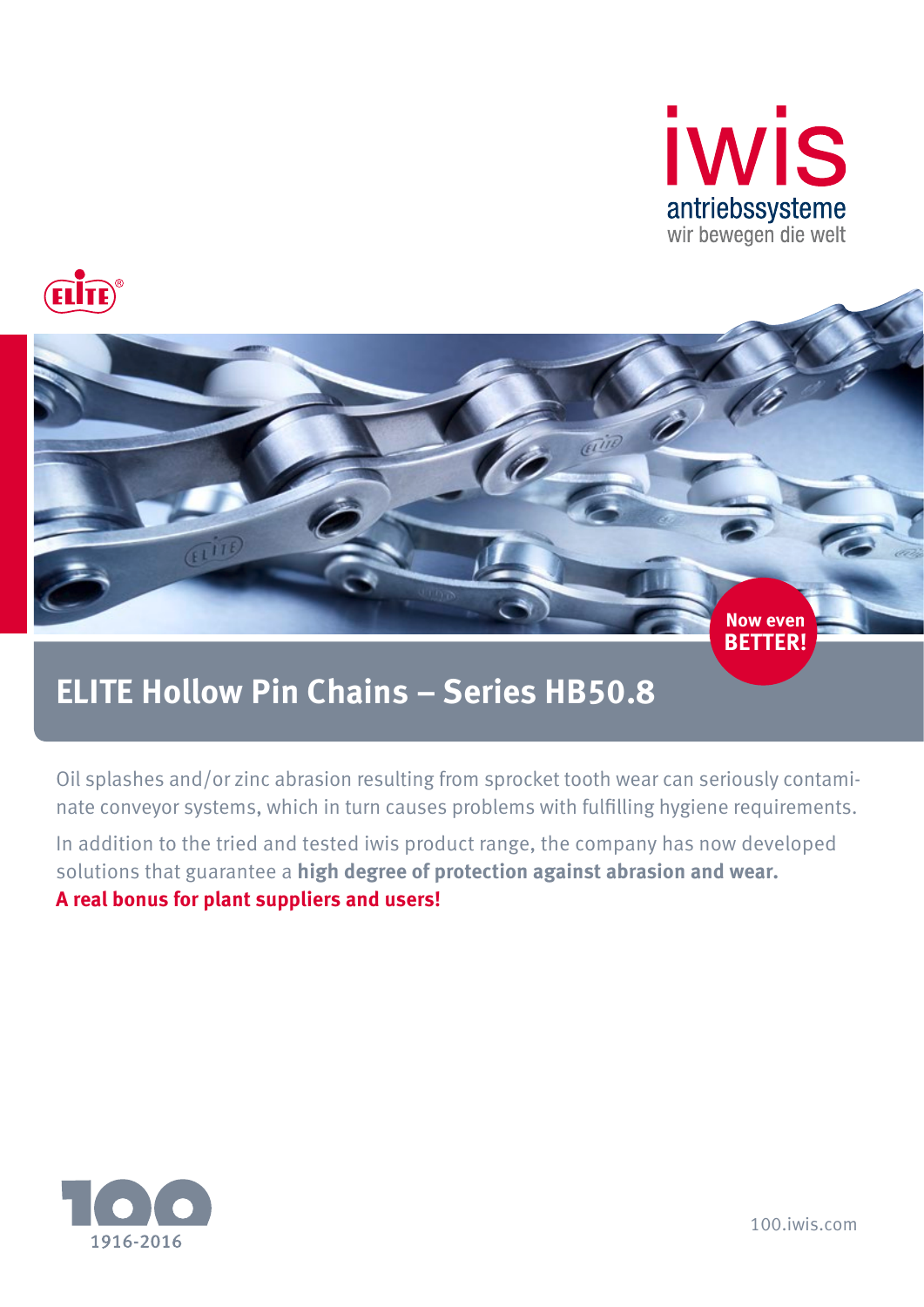iwis
antriebssysteme
wir bewegen die welt

ELITE®

Now even BETTER!

# ELITE Hollow Pin Chains – Series HB50.8

Oil splashes and/or zinc abrasion resulting from sprocket tooth wear can seriously contaminate conveyor systems, which in turn causes problems with fulfilling hygiene requirements.

In addition to the tried and tested iwis product range, the company has now developed solutions that guarantee a **high degree of protection against abrasion and wear.**

**A real bonus for plant suppliers and users!**

100
1916-2016

100.iwis.com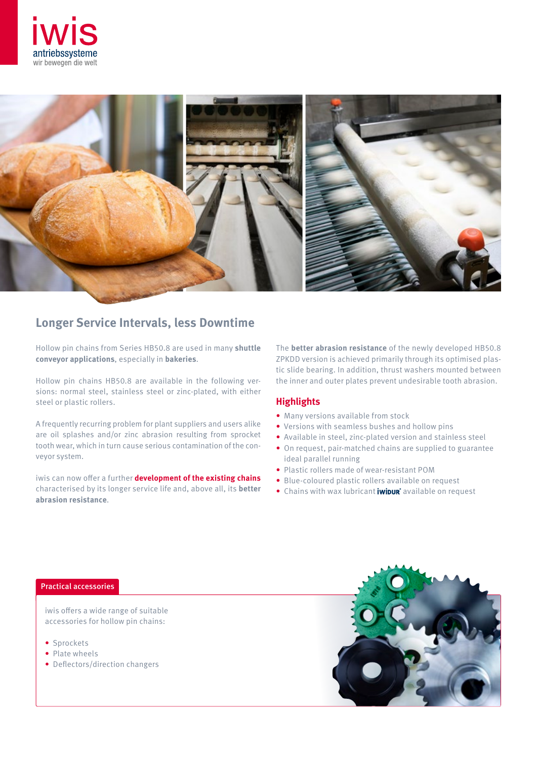## Longer Service Intervals, less Downtime

Hollow pin chains from Series HB50.8 are used in many **shuttle conveyor applications**, especially in **bakeries**.

Hollow pin chains HB50.8 are available in the following versions: normal steel, stainless steel or zinc-plated, with either steel or plastic rollers.

A frequently recurring problem for plant suppliers and users alike are oil splashes and/or zinc abrasion resulting from sprocket tooth wear, which in turn cause serious contamination of the conveyor system.

iwis can now offer a further **development of the existing chains** characterised by its longer service life and, above all, its **better abrasion resistance**.

The **better abrasion resistance** of the newly developed HB50.8 ZPKDD version is achieved primarily through its optimised plastic slide bearing. In addition, thrust washers mounted between the inner and outer plates prevent undesirable tooth abrasion.

### Highlights

- Many versions available from stock
- Versions with seamless bushes and hollow pins
- Available in steel, zinc-plated version and stainless steel
- On request, pair-matched chains are supplied to guarantee ideal parallel running
- Plastic rollers made of wear-resistant POM
- Blue-coloured plastic rollers available on request
- Chains with wax lubricant **iwiDUR**® available on request

### Practical accessories

iwis offers a wide range of suitable accessories for hollow pin chains:

- Sprockets
- Plate wheels
- Deflectors/direction changers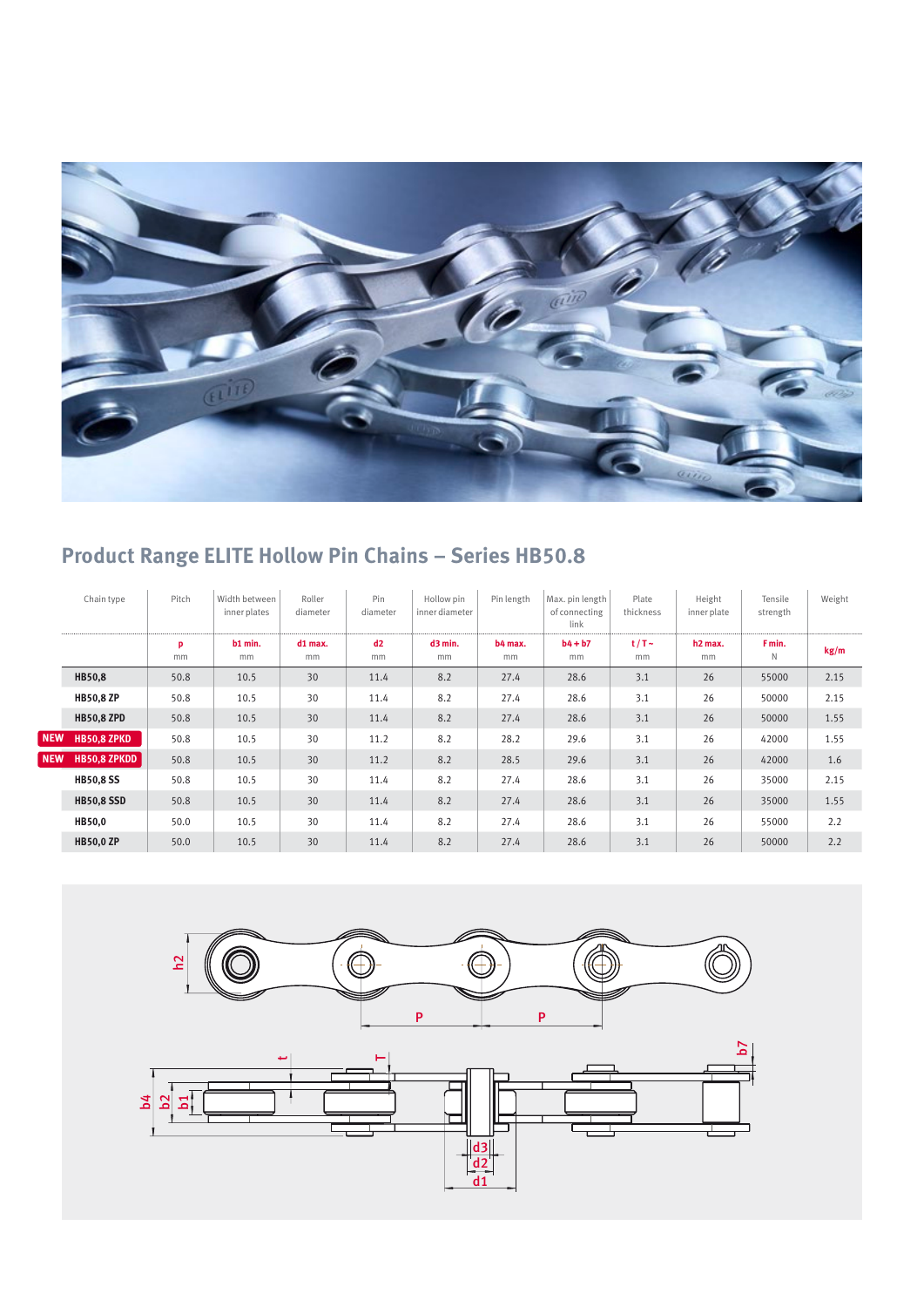## Product Range ELITE Hollow Pin Chains – Series HB50.8

| Chain type | Pitch | Width between inner plates | Roller diameter | Pin diameter | Hollow pin inner diameter | Pin length | Max. pin length of connecting link | Plate thickness | Height inner plate | Tensile strength | Weight |
|---|---|---|---|---|---|---|---|---|---|---|---|
| | p mm | b1 min. mm | d1 max. mm | d2 mm | d3 min. mm | b4 max. mm | b4 + b7 mm | t / T ~ mm | h2 max. mm | F min. N | kg/m |
| **HB50,8** | 50.8 | 10.5 | 30 | 11.4 | 8.2 | 27.4 | 28.6 | 3.1 | 26 | 55000 | 2.15 |
| **HB50,8 ZP** | 50.8 | 10.5 | 30 | 11.4 | 8.2 | 27.4 | 28.6 | 3.1 | 26 | 50000 | 2.15 |
| **HB50,8 ZPD** | 50.8 | 10.5 | 30 | 11.4 | 8.2 | 27.4 | 28.6 | 3.1 | 26 | 50000 | 1.55 |
| NEW **HB50,8 ZPKD** | 50.8 | 10.5 | 30 | 11.2 | 8.2 | 28.2 | 29.6 | 3.1 | 26 | 42000 | 1.55 |
| NEW **HB50,8 ZPKDD** | 50.8 | 10.5 | 30 | 11.2 | 8.2 | 28.5 | 29.6 | 3.1 | 26 | 42000 | 1.6 |
| **HB50,8 SS** | 50.8 | 10.5 | 30 | 11.4 | 8.2 | 27.4 | 28.6 | 3.1 | 26 | 35000 | 2.15 |
| **HB50,8 SSD** | 50.8 | 10.5 | 30 | 11.4 | 8.2 | 27.4 | 28.6 | 3.1 | 26 | 35000 | 1.55 |
| **HB50,0** | 50.0 | 10.5 | 30 | 11.4 | 8.2 | 27.4 | 28.6 | 3.1 | 26 | 55000 | 2.2 |
| **HB50,0 ZP** | 50.0 | 10.5 | 30 | 11.4 | 8.2 | 27.4 | 28.6 | 3.1 | 26 | 50000 | 2.2 |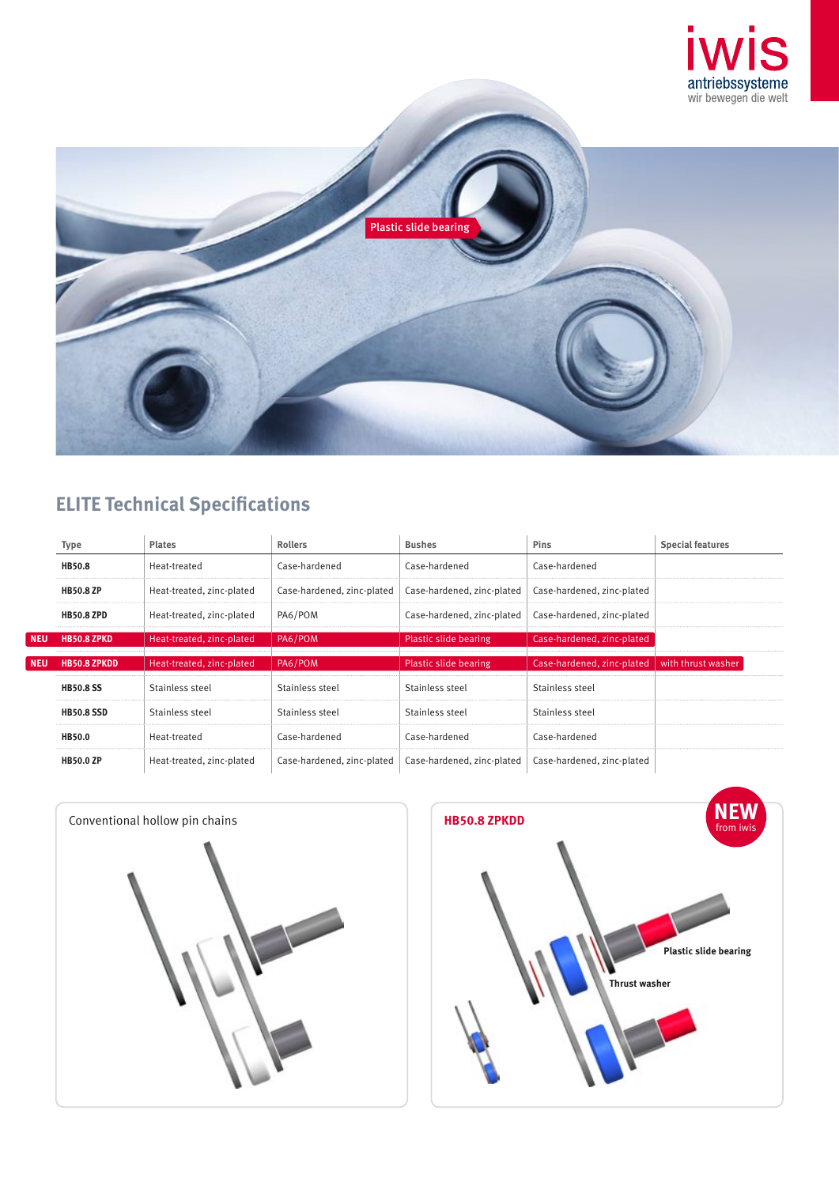## ELITE Technical Specifications

| | Type | Plates | Rollers | Bushes | Pins | Special features |
|---|---|---|---|---|---|---|
| | HB50.8 | Heat-treated | Case-hardened | Case-hardened | Case-hardened | |
| | HB50.8 ZP | Heat-treated, zinc-plated | Case-hardened, zinc-plated | Case-hardened, zinc-plated | Case-hardened, zinc-plated | |
| | HB50.8 ZPD | Heat-treated, zinc-plated | PA6/POM | Case-hardened, zinc-plated | Case-hardened, zinc-plated | |
| NEU | HB50.8 ZPKD | Heat-treated, zinc-plated | PA6/POM | Plastic slide bearing | Case-hardened, zinc-plated | |
| NEU | HB50.8 ZPKDD | Heat-treated, zinc-plated | PA6/POM | Plastic slide bearing | Case-hardened, zinc-plated | with thrust washer |
| | HB50.8 SS | Stainless steel | Stainless steel | Stainless steel | Stainless steel | |
| | HB50.8 SSD | Stainless steel | Stainless steel | Stainless steel | Stainless steel | |
| | HB50.0 | Heat-treated | Case-hardened | Case-hardened | Case-hardened | |
| | HB50.0 ZP | Heat-treated, zinc-plated | Case-hardened, zinc-plated | Case-hardened, zinc-plated | Case-hardened, zinc-plated | |

Conventional hollow pin chains

**HB50.8 ZPKDD**

NEW from iwis

Plastic slide bearing

Thrust washer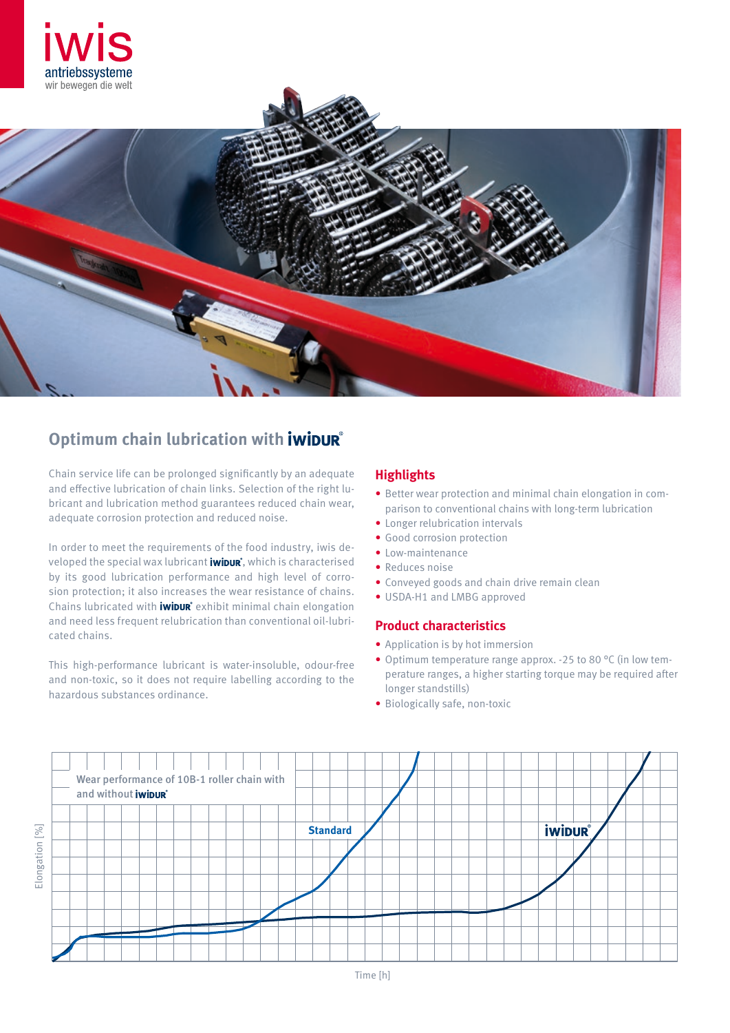## Optimum chain lubrication with iwiDUR®

Chain service life can be prolonged significantly by an adequate and effective lubrication of chain links. Selection of the right lubricant and lubrication method guarantees reduced chain wear, adequate corrosion protection and reduced noise.

In order to meet the requirements of the food industry, iwis developed the special wax lubricant iwiDUR®, which is characterised by its good lubrication performance and high level of corrosion protection; it also increases the wear resistance of chains. Chains lubricated with iwiDUR® exhibit minimal chain elongation and need less frequent relubrication than conventional oil-lubricated chains.

This high-performance lubricant is water-insoluble, odour-free and non-toxic, so it does not require labelling according to the hazardous substances ordinance.

### Highlights

- Better wear protection and minimal chain elongation in comparison to conventional chains with long-term lubrication
- Longer relubrication intervals
- Good corrosion protection
- Low-maintenance
- Reduces noise
- Conveyed goods and chain drive remain clean
- USDA-H1 and LMBG approved

### Product characteristics

- Application is by hot immersion
- Optimum temperature range approx. -25 to 80 °C (in low temperature ranges, a higher starting torque may be required after longer standstills)
- Biologically safe, non-toxic

Wear performance of 10B-1 roller chain with and without iwiDUR®

Elongation [%]

Standard

iwiDUR®

Time [h]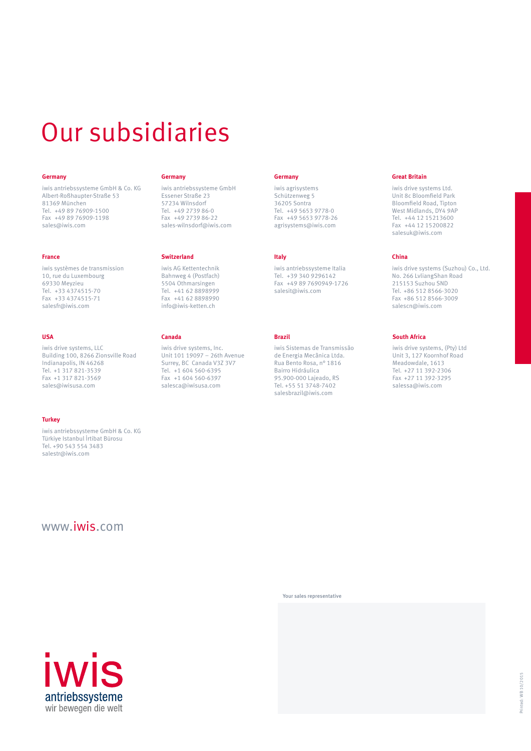# Our subsidiaries

**Germany**

iwis antriebssysteme GmbH & Co. KG
Albert-Roßhaupter-Straße 53
81369 München
Tel. +49 89 76909-1500
Fax +49 89 76909-1198
sales@iwis.com

**Germany**

iwis antriebssysteme GmbH
Essener Straße 23
57234 Wilnsdorf
Tel. +49 2739 86-0
Fax +49 2739 86-22
sales-wilnsdorf@iwis.com

**Germany**

iwis agrisystems
Schützenweg 5
36205 Sontra
Tel. +49 5653 9778-0
Fax +49 5653 9778-26
agrisystems@iwis.com

**Great Britain**

iwis drive systems Ltd.
Unit 8c Bloomfield Park
Bloomfield Road, Tipton
West Midlands, DY4 9AP
Tel. +44 12 15213600
Fax +44 12 15200822
salesuk@iwis.com

**France**

iwis systèmes de transmission
10, rue du Luxembourg
69330 Meyzieu
Tel. +33 4374515-70
Fax +33 4374515-71
salesfr@iwis.com

**Switzerland**

iwis AG Kettentechnik
Bahnweg 4 (Postfach)
5504 Othmarsingen
Tel. +41 62 8898999
Fax +41 62 8898990
info@iwis-ketten.ch

**Italy**

iwis antriebssysteme Italia
Tel. +39 340 9296142
Fax +49 89 7690949-1726
salesit@iwis.com

**China**

iwis drive systems (Suzhou) Co., Ltd.
No. 266 LvliangShan Road
215153 Suzhou SND
Tel. +86 512 8566-3020
Fax +86 512 8566-3009
salescn@iwis.com

**USA**

iwis drive systems, LLC
Building 100, 8266 Zionsville Road
Indianapolis, IN 46268
Tel. +1 317 821-3539
Fax +1 317 821-3569
sales@iwisusa.com

**Canada**

iwis drive systems, Inc.
Unit 101 19097 – 26th Avenue
Surrey, BC Canada V3Z 3V7
Tel. +1 604 560-6395
Fax +1 604 560-6397
salesca@iwisusa.com

**Brazil**

iwis Sistemas de Transmissão
de Energia Mecânica Ltda.
Rua Bento Rosa, nº 1816
Bairro Hidráulica
95.900-000 Lajeado, RS
Tel. +55 51 3748-7402
salesbrazil@iwis.com

**South Africa**

iwis drive systems, (Pty) Ltd
Unit 3, 127 Koornhof Road
Meadowdale, 1613
Tel. +27 11 392-2306
Fax +27 11 392-3295
salessa@iwis.com

**Turkey**

iwis antriebssysteme GmbH & Co. KG
Türkiye Istanbul İrtibat Bürosu
Tel. +90 543 554 3483
salestr@iwis.com

www.iwis.com

Your sales representative

iwis
antriebssysteme
wir bewegen die welt

Printed: WB 10/2015